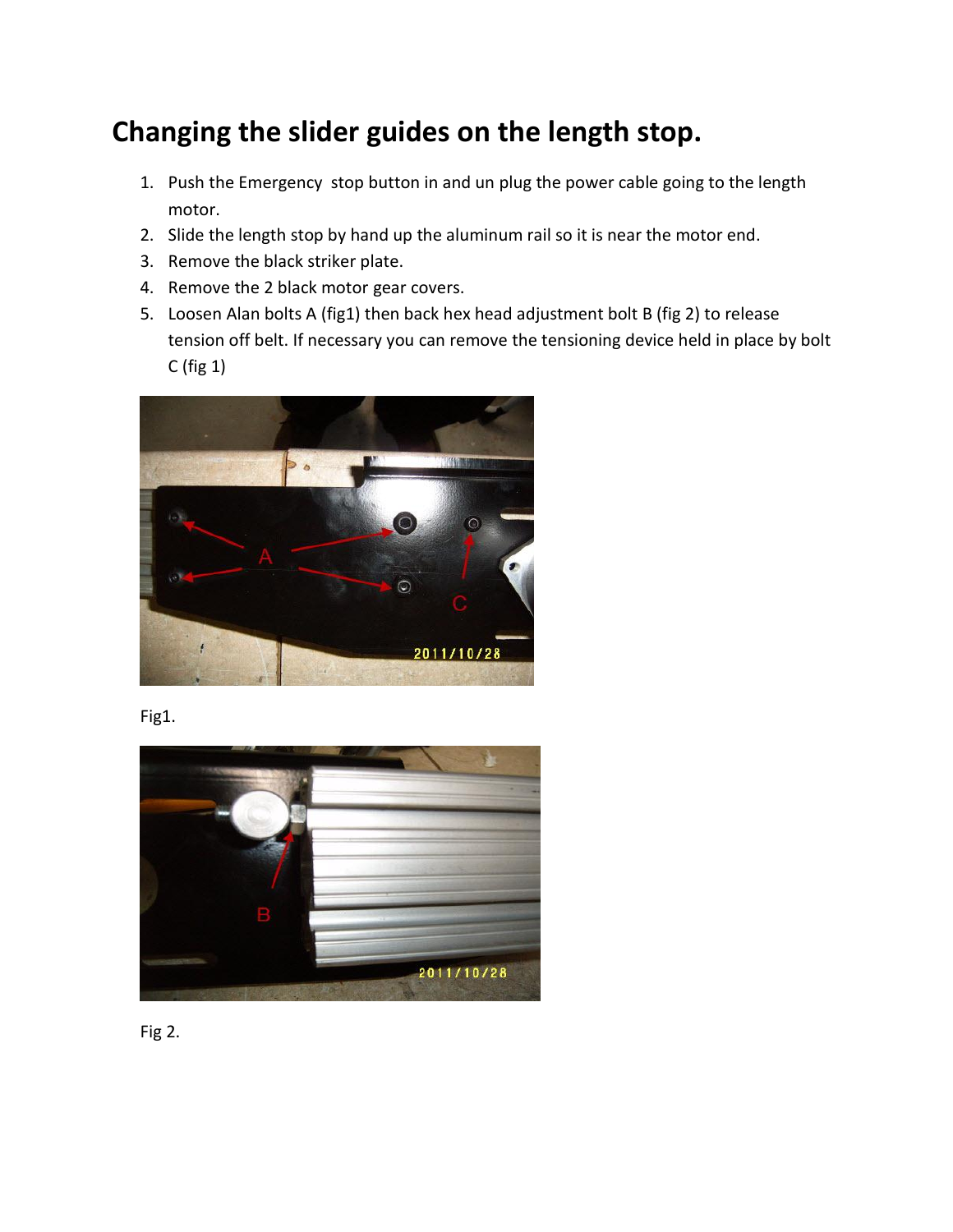# Changing the slider guides on the length stop.

1. Push the Emergency  stop button in and un plug the power cable going to the length motor.
2. Slide the length stop by hand up the aluminum rail so it is near the motor end.
3. Remove the black striker plate.
4. Remove the 2 black motor gear covers.
5. Loosen Alan bolts A (fig1) then back hex head adjustment bolt B (fig 2) to release tension off belt. If necessary you can remove the tensioning device held in place by bolt C (fig 1)

Fig1.

Fig 2.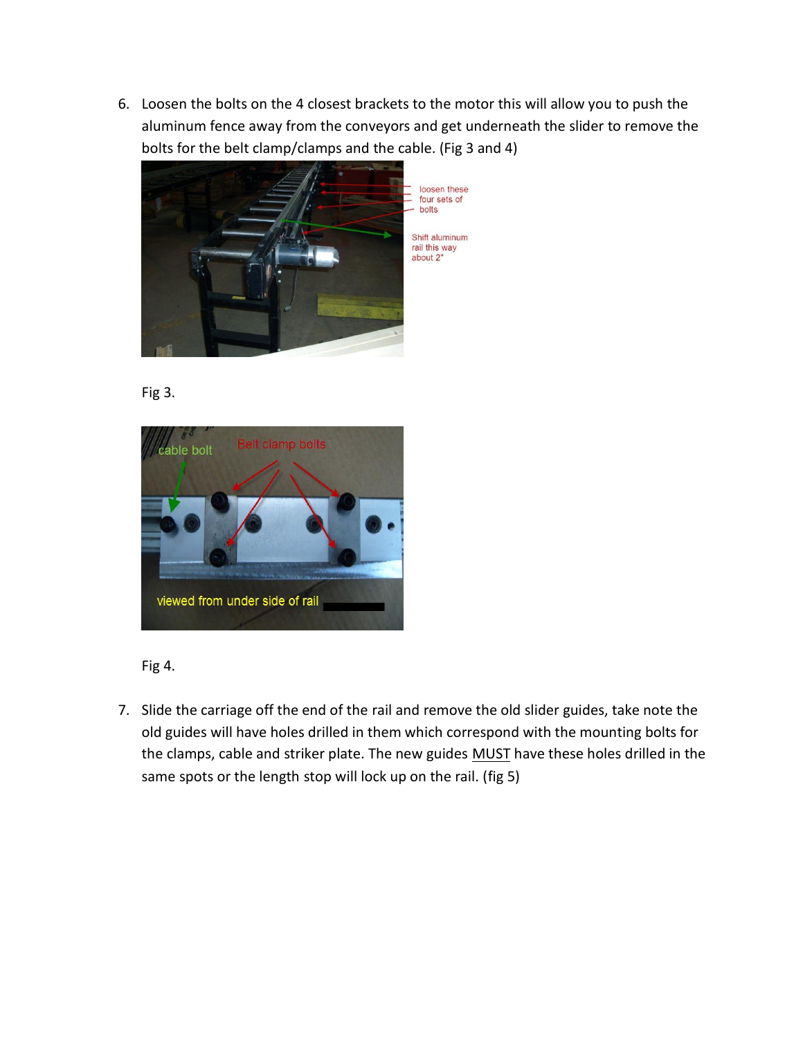6. Loosen the bolts on the 4 closest brackets to the motor this will allow you to push the aluminum fence away from the conveyors and get underneath the slider to remove the bolts for the belt clamp/clamps and the cable. (Fig 3 and 4)

   loosen these four sets of bolts

   Shift aluminum rail this way about 2"

   Fig 3.

   cable bolt

   Belt clamp bolts

   viewed from under side of rail

   Fig 4.

7. Slide the carriage off the end of the rail and remove the old slider guides, take note the old guides will have holes drilled in them which correspond with the mounting bolts for the clamps, cable and striker plate. The new guides <u>MUST</u> have these holes drilled in the same spots or the length stop will lock up on the rail. (fig 5)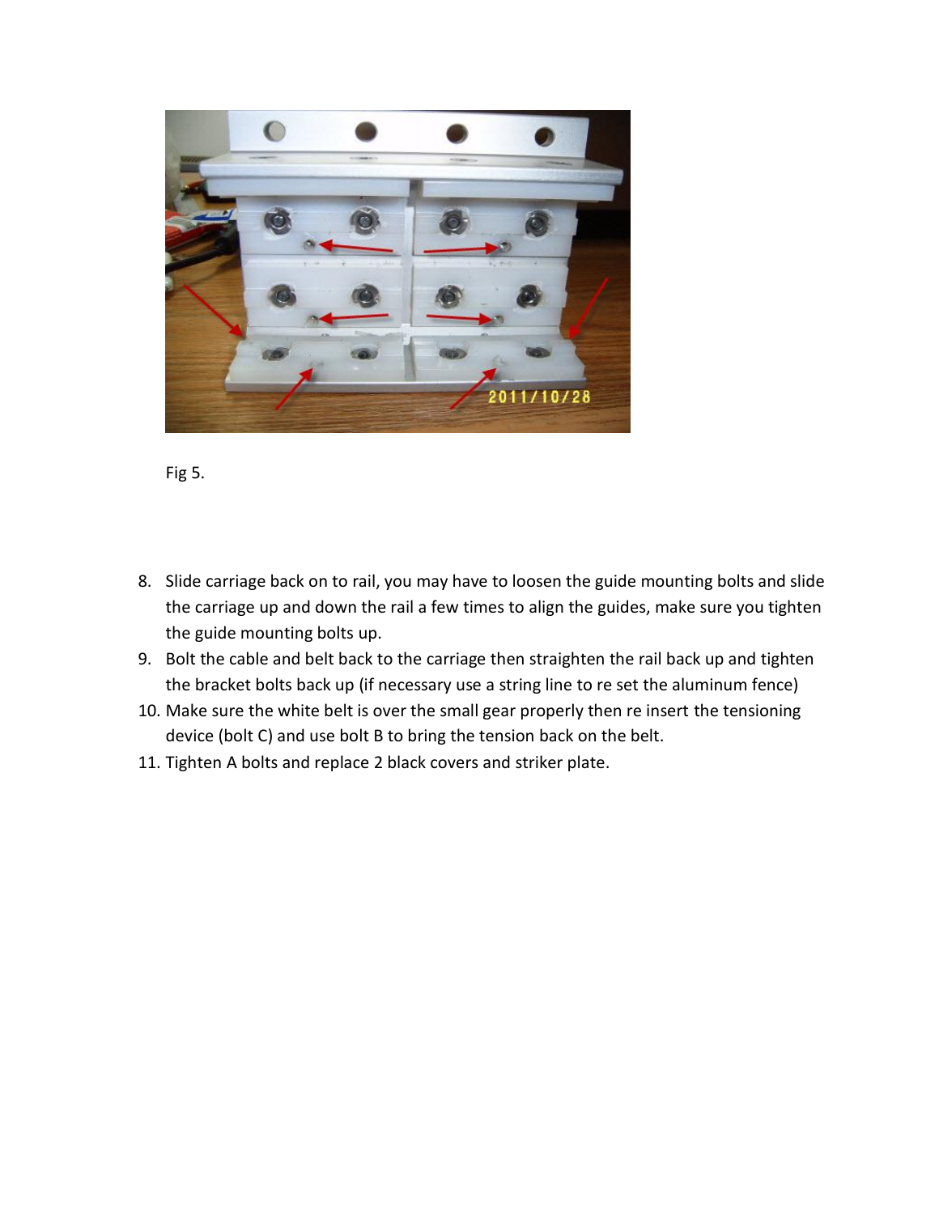Fig 5.

8. Slide carriage back on to rail, you may have to loosen the guide mounting bolts and slide the carriage up and down the rail a few times to align the guides, make sure you tighten the guide mounting bolts up.
9. Bolt the cable and belt back to the carriage then straighten the rail back up and tighten the bracket bolts back up (if necessary use a string line to re set the aluminum fence)
10. Make sure the white belt is over the small gear properly then re insert the tensioning device (bolt C) and use bolt B to bring the tension back on the belt.
11. Tighten A bolts and replace 2 black covers and striker plate.